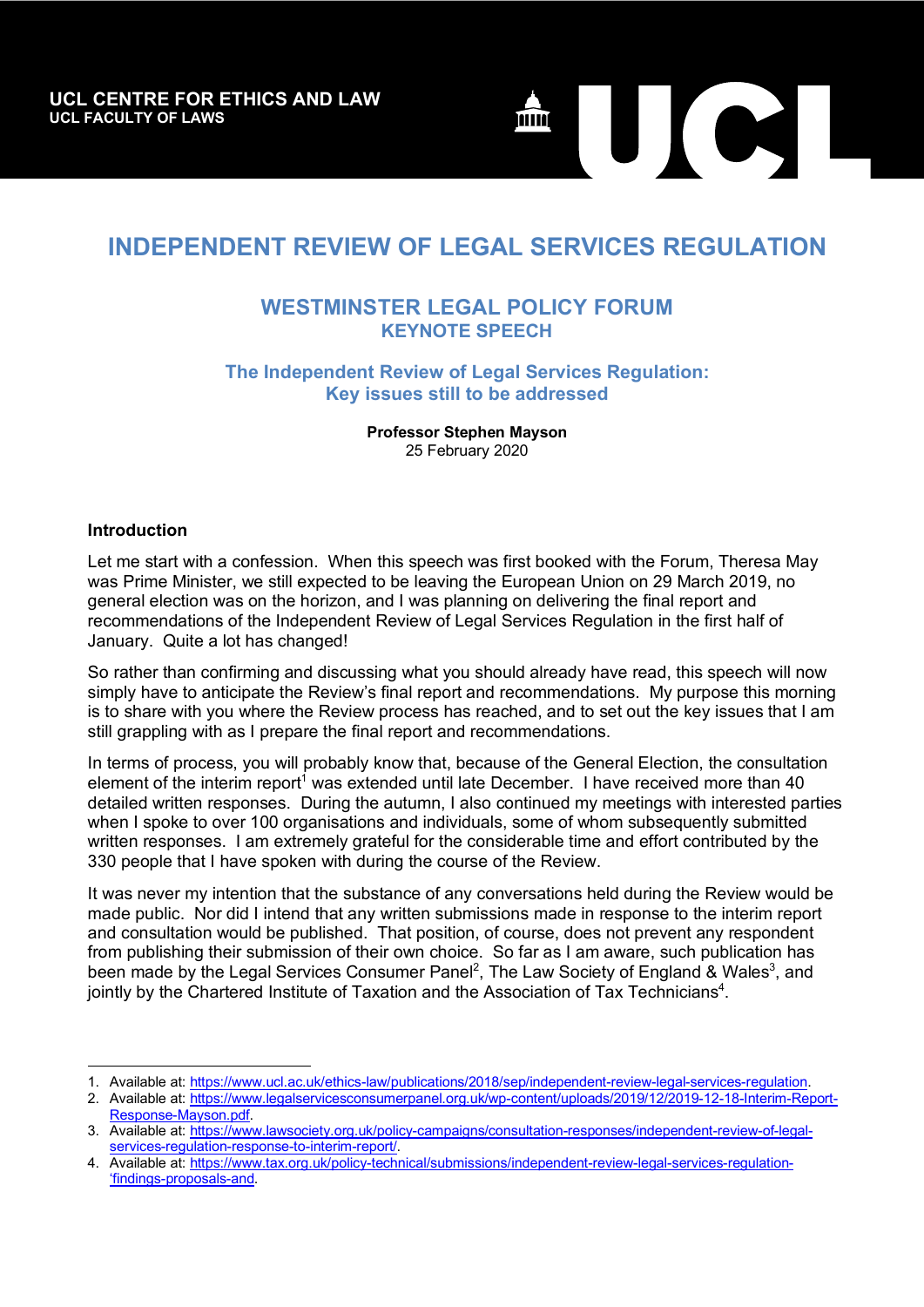UCL CENTRE FOR ETHICS AND LAW
UCL FACULTY OF LAWS

# INDEPENDENT REVIEW OF LEGAL SERVICES REGULATION

## WESTMINSTER LEGAL POLICY FORUM
### KEYNOTE SPEECH

### The Independent Review of Legal Services Regulation: Key issues still to be addressed

**Professor Stephen Mayson**
25 February 2020

**Introduction**

Let me start with a confession. When this speech was first booked with the Forum, Theresa May was Prime Minister, we still expected to be leaving the European Union on 29 March 2019, no general election was on the horizon, and I was planning on delivering the final report and recommendations of the Independent Review of Legal Services Regulation in the first half of January. Quite a lot has changed!

So rather than confirming and discussing what you should already have read, this speech will now simply have to anticipate the Review's final report and recommendations. My purpose this morning is to share with you where the Review process has reached, and to set out the key issues that I am still grappling with as I prepare the final report and recommendations.

In terms of process, you will probably know that, because of the General Election, the consultation element of the interim report[1] was extended until late December. I have received more than 40 detailed written responses. During the autumn, I also continued my meetings with interested parties when I spoke to over 100 organisations and individuals, some of whom subsequently submitted written responses. I am extremely grateful for the considerable time and effort contributed by the 330 people that I have spoken with during the course of the Review.

It was never my intention that the substance of any conversations held during the Review would be made public. Nor did I intend that any written submissions made in response to the interim report and consultation would be published. That position, of course, does not prevent any respondent from publishing their submission of their own choice. So far as I am aware, such publication has been made by the Legal Services Consumer Panel[2], The Law Society of England & Wales[3], and jointly by the Chartered Institute of Taxation and the Association of Tax Technicians[4].

---

1. Available at: https://www.ucl.ac.uk/ethics-law/publications/2018/sep/independent-review-legal-services-regulation.
2. Available at: https://www.legalservicesconsumerpanel.org.uk/wp-content/uploads/2019/12/2019-12-18-Interim-Report-Response-Mayson.pdf.
3. Available at: https://www.lawsociety.org.uk/policy-campaigns/consultation-responses/independent-review-of-legal-services-regulation-response-to-interim-report/.
4. Available at: https://www.tax.org.uk/policy-technical/submissions/independent-review-legal-services-regulation-'findings-proposals-and.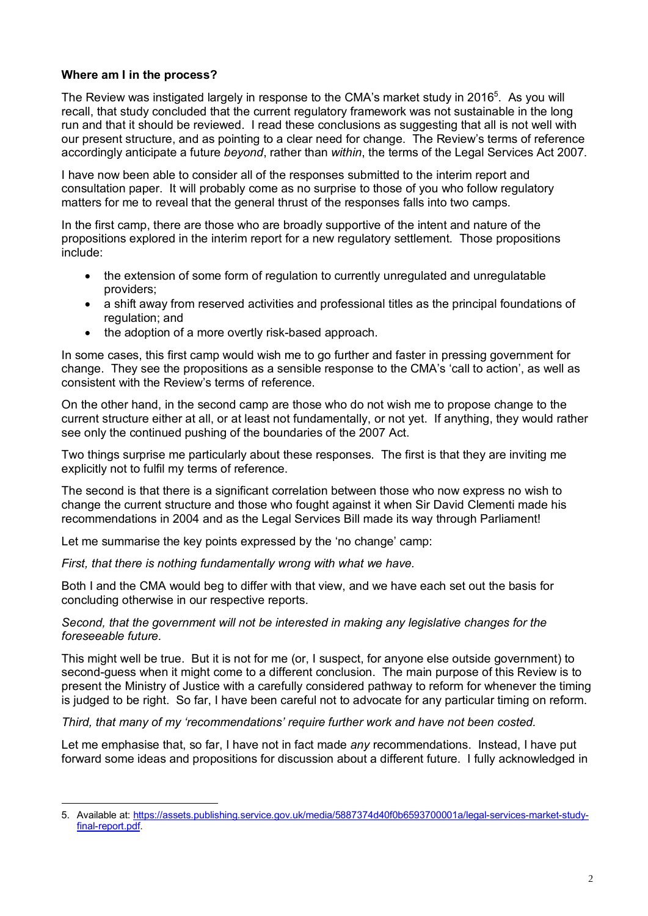**Where am I in the process?**

The Review was instigated largely in response to the CMA's market study in 2016[5]. As you will recall, that study concluded that the current regulatory framework was not sustainable in the long run and that it should be reviewed. I read these conclusions as suggesting that all is not well with our present structure, and as pointing to a clear need for change. The Review's terms of reference accordingly anticipate a future *beyond*, rather than *within*, the terms of the Legal Services Act 2007.

I have now been able to consider all of the responses submitted to the interim report and consultation paper. It will probably come as no surprise to those of you who follow regulatory matters for me to reveal that the general thrust of the responses falls into two camps.

In the first camp, there are those who are broadly supportive of the intent and nature of the propositions explored in the interim report for a new regulatory settlement. Those propositions include:

- the extension of some form of regulation to currently unregulated and unregulatable providers;
- a shift away from reserved activities and professional titles as the principal foundations of regulation; and
- the adoption of a more overtly risk-based approach.

In some cases, this first camp would wish me to go further and faster in pressing government for change. They see the propositions as a sensible response to the CMA's 'call to action', as well as consistent with the Review's terms of reference.

On the other hand, in the second camp are those who do not wish me to propose change to the current structure either at all, or at least not fundamentally, or not yet. If anything, they would rather see only the continued pushing of the boundaries of the 2007 Act.

Two things surprise me particularly about these responses. The first is that they are inviting me explicitly not to fulfil my terms of reference.

The second is that there is a significant correlation between those who now express no wish to change the current structure and those who fought against it when Sir David Clementi made his recommendations in 2004 and as the Legal Services Bill made its way through Parliament!

Let me summarise the key points expressed by the 'no change' camp:

*First, that there is nothing fundamentally wrong with what we have.*

Both I and the CMA would beg to differ with that view, and we have each set out the basis for concluding otherwise in our respective reports.

*Second, that the government will not be interested in making any legislative changes for the foreseeable future.*

This might well be true. But it is not for me (or, I suspect, for anyone else outside government) to second-guess when it might come to a different conclusion. The main purpose of this Review is to present the Ministry of Justice with a carefully considered pathway to reform for whenever the timing is judged to be right. So far, I have been careful not to advocate for any particular timing on reform.

*Third, that many of my 'recommendations' require further work and have not been costed.*

Let me emphasise that, so far, I have not in fact made *any* recommendations. Instead, I have put forward some ideas and propositions for discussion about a different future. I fully acknowledged in

5. Available at: https://assets.publishing.service.gov.uk/media/5887374d40f0b6593700001a/legal-services-market-study-final-report.pdf.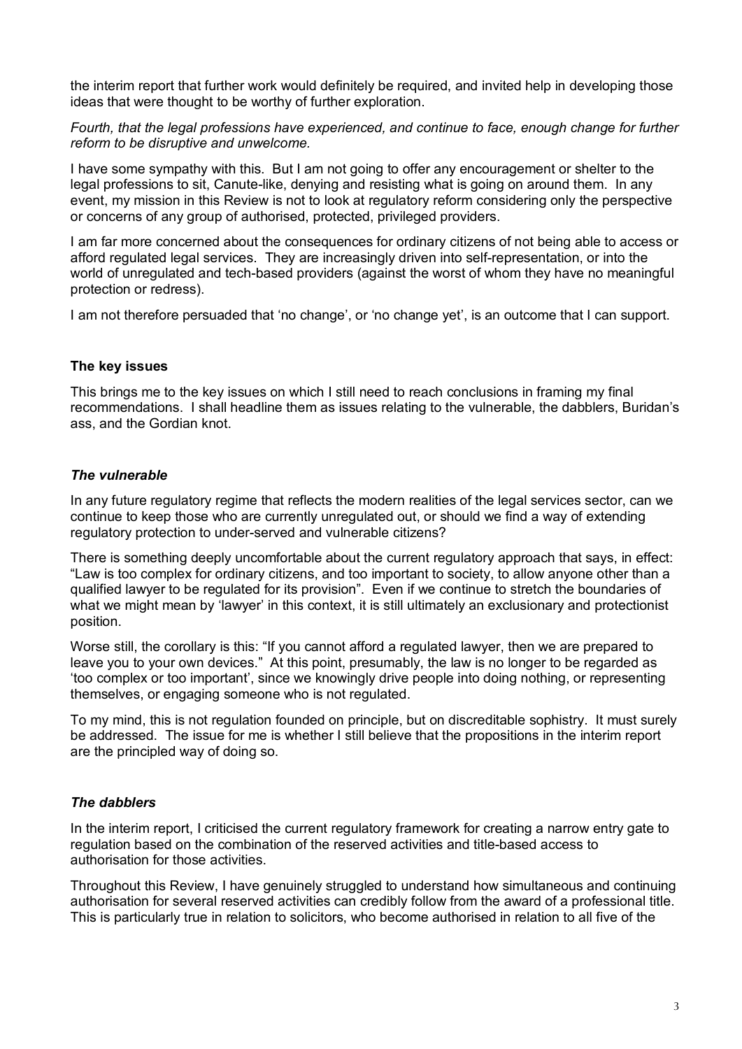the interim report that further work would definitely be required, and invited help in developing those ideas that were thought to be worthy of further exploration.

*Fourth, that the legal professions have experienced, and continue to face, enough change for further reform to be disruptive and unwelcome.*

I have some sympathy with this. But I am not going to offer any encouragement or shelter to the legal professions to sit, Canute-like, denying and resisting what is going on around them. In any event, my mission in this Review is not to look at regulatory reform considering only the perspective or concerns of any group of authorised, protected, privileged providers.

I am far more concerned about the consequences for ordinary citizens of not being able to access or afford regulated legal services. They are increasingly driven into self-representation, or into the world of unregulated and tech-based providers (against the worst of whom they have no meaningful protection or redress).

I am not therefore persuaded that 'no change', or 'no change yet', is an outcome that I can support.

## The key issues

This brings me to the key issues on which I still need to reach conclusions in framing my final recommendations. I shall headline them as issues relating to the vulnerable, the dabblers, Buridan's ass, and the Gordian knot.

### *The vulnerable*

In any future regulatory regime that reflects the modern realities of the legal services sector, can we continue to keep those who are currently unregulated out, or should we find a way of extending regulatory protection to under-served and vulnerable citizens?

There is something deeply uncomfortable about the current regulatory approach that says, in effect: "Law is too complex for ordinary citizens, and too important to society, to allow anyone other than a qualified lawyer to be regulated for its provision". Even if we continue to stretch the boundaries of what we might mean by 'lawyer' in this context, it is still ultimately an exclusionary and protectionist position.

Worse still, the corollary is this: "If you cannot afford a regulated lawyer, then we are prepared to leave you to your own devices." At this point, presumably, the law is no longer to be regarded as 'too complex or too important', since we knowingly drive people into doing nothing, or representing themselves, or engaging someone who is not regulated.

To my mind, this is not regulation founded on principle, but on discreditable sophistry. It must surely be addressed. The issue for me is whether I still believe that the propositions in the interim report are the principled way of doing so.

### *The dabblers*

In the interim report, I criticised the current regulatory framework for creating a narrow entry gate to regulation based on the combination of the reserved activities and title-based access to authorisation for those activities.

Throughout this Review, I have genuinely struggled to understand how simultaneous and continuing authorisation for several reserved activities can credibly follow from the award of a professional title. This is particularly true in relation to solicitors, who become authorised in relation to all five of the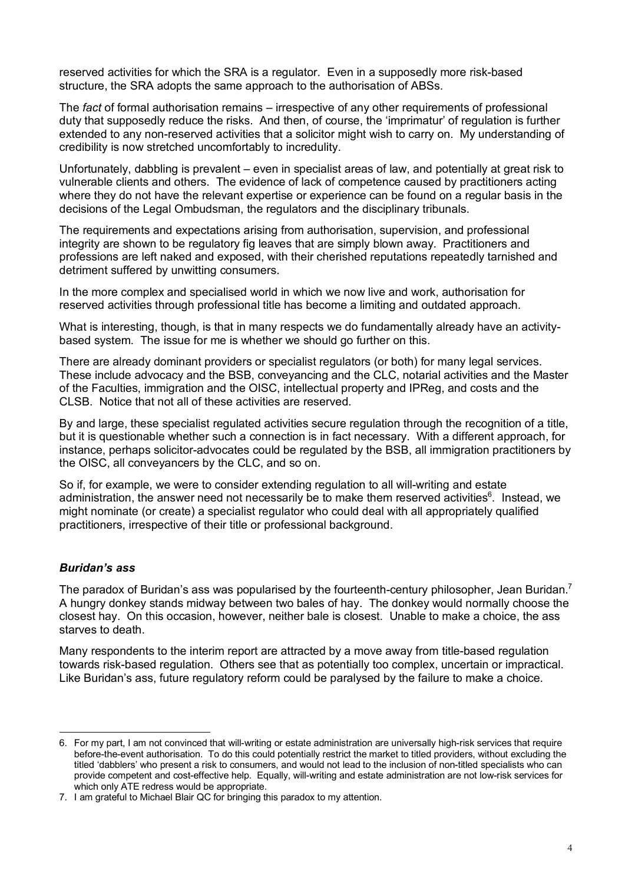reserved activities for which the SRA is a regulator. Even in a supposedly more risk-based structure, the SRA adopts the same approach to the authorisation of ABSs.

The *fact* of formal authorisation remains – irrespective of any other requirements of professional duty that supposedly reduce the risks. And then, of course, the 'imprimatur' of regulation is further extended to any non-reserved activities that a solicitor might wish to carry on. My understanding of credibility is now stretched uncomfortably to incredulity.

Unfortunately, dabbling is prevalent – even in specialist areas of law, and potentially at great risk to vulnerable clients and others. The evidence of lack of competence caused by practitioners acting where they do not have the relevant expertise or experience can be found on a regular basis in the decisions of the Legal Ombudsman, the regulators and the disciplinary tribunals.

The requirements and expectations arising from authorisation, supervision, and professional integrity are shown to be regulatory fig leaves that are simply blown away. Practitioners and professions are left naked and exposed, with their cherished reputations repeatedly tarnished and detriment suffered by unwitting consumers.

In the more complex and specialised world in which we now live and work, authorisation for reserved activities through professional title has become a limiting and outdated approach.

What is interesting, though, is that in many respects we do fundamentally already have an activity-based system. The issue for me is whether we should go further on this.

There are already dominant providers or specialist regulators (or both) for many legal services. These include advocacy and the BSB, conveyancing and the CLC, notarial activities and the Master of the Faculties, immigration and the OISC, intellectual property and IPReg, and costs and the CLSB. Notice that not all of these activities are reserved.

By and large, these specialist regulated activities secure regulation through the recognition of a title, but it is questionable whether such a connection is in fact necessary. With a different approach, for instance, perhaps solicitor-advocates could be regulated by the BSB, all immigration practitioners by the OISC, all conveyancers by the CLC, and so on.

So if, for example, we were to consider extending regulation to all will-writing and estate administration, the answer need not necessarily be to make them reserved activities[6]. Instead, we might nominate (or create) a specialist regulator who could deal with all appropriately qualified practitioners, irrespective of their title or professional background.

### *Buridan's ass*

The paradox of Buridan's ass was popularised by the fourteenth-century philosopher, Jean Buridan.[7] A hungry donkey stands midway between two bales of hay. The donkey would normally choose the closest hay. On this occasion, however, neither bale is closest. Unable to make a choice, the ass starves to death.

Many respondents to the interim report are attracted by a move away from title-based regulation towards risk-based regulation. Others see that as potentially too complex, uncertain or impractical. Like Buridan's ass, future regulatory reform could be paralysed by the failure to make a choice.

---

6. For my part, I am not convinced that will-writing or estate administration are universally high-risk services that require before-the-event authorisation. To do this could potentially restrict the market to titled providers, without excluding the titled 'dabblers' who present a risk to consumers, and would not lead to the inclusion of non-titled specialists who can provide competent and cost-effective help. Equally, will-writing and estate administration are not low-risk services for which only ATE redress would be appropriate.
7. I am grateful to Michael Blair QC for bringing this paradox to my attention.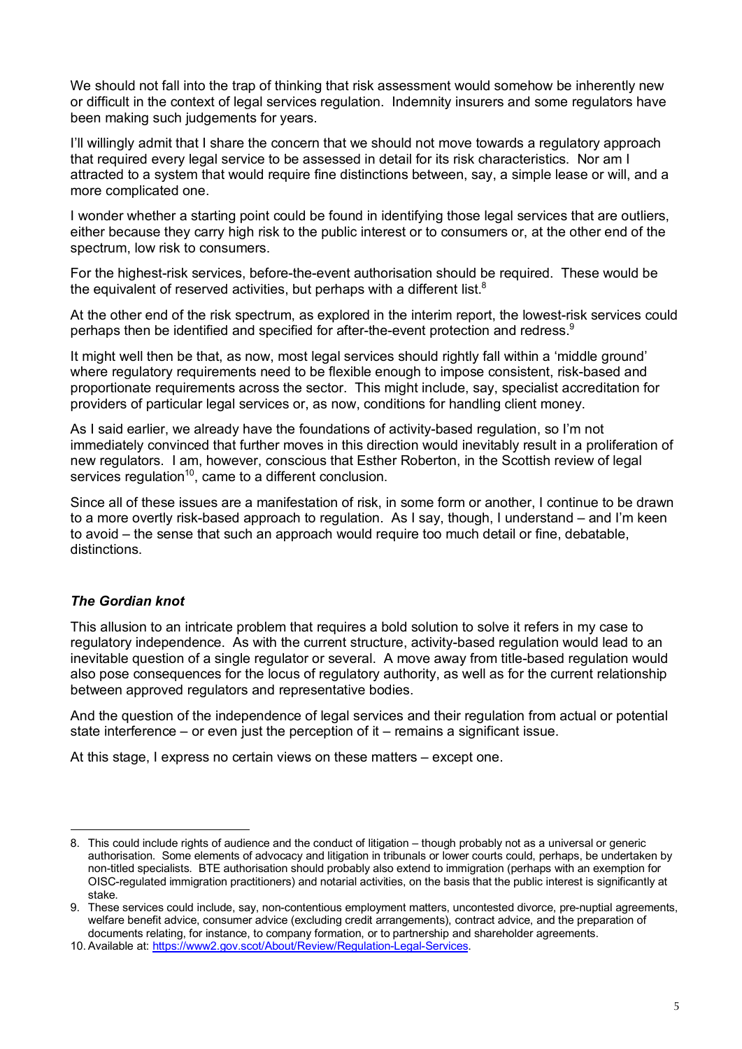We should not fall into the trap of thinking that risk assessment would somehow be inherently new or difficult in the context of legal services regulation. Indemnity insurers and some regulators have been making such judgements for years.

I'll willingly admit that I share the concern that we should not move towards a regulatory approach that required every legal service to be assessed in detail for its risk characteristics. Nor am I attracted to a system that would require fine distinctions between, say, a simple lease or will, and a more complicated one.

I wonder whether a starting point could be found in identifying those legal services that are outliers, either because they carry high risk to the public interest or to consumers or, at the other end of the spectrum, low risk to consumers.

For the highest-risk services, before-the-event authorisation should be required. These would be the equivalent of reserved activities, but perhaps with a different list.[8]

At the other end of the risk spectrum, as explored in the interim report, the lowest-risk services could perhaps then be identified and specified for after-the-event protection and redress.[9]

It might well then be that, as now, most legal services should rightly fall within a 'middle ground' where regulatory requirements need to be flexible enough to impose consistent, risk-based and proportionate requirements across the sector. This might include, say, specialist accreditation for providers of particular legal services or, as now, conditions for handling client money.

As I said earlier, we already have the foundations of activity-based regulation, so I'm not immediately convinced that further moves in this direction would inevitably result in a proliferation of new regulators. I am, however, conscious that Esther Roberton, in the Scottish review of legal services regulation[10], came to a different conclusion.

Since all of these issues are a manifestation of risk, in some form or another, I continue to be drawn to a more overtly risk-based approach to regulation. As I say, though, I understand – and I'm keen to avoid – the sense that such an approach would require too much detail or fine, debatable, distinctions.

### *The Gordian knot*

This allusion to an intricate problem that requires a bold solution to solve it refers in my case to regulatory independence. As with the current structure, activity-based regulation would lead to an inevitable question of a single regulator or several. A move away from title-based regulation would also pose consequences for the locus of regulatory authority, as well as for the current relationship between approved regulators and representative bodies.

And the question of the independence of legal services and their regulation from actual or potential state interference – or even just the perception of it – remains a significant issue.

At this stage, I express no certain views on these matters – except one.

---

8. This could include rights of audience and the conduct of litigation – though probably not as a universal or generic authorisation. Some elements of advocacy and litigation in tribunals or lower courts could, perhaps, be undertaken by non-titled specialists. BTE authorisation should probably also extend to immigration (perhaps with an exemption for OISC-regulated immigration practitioners) and notarial activities, on the basis that the public interest is significantly at stake.
9. These services could include, say, non-contentious employment matters, uncontested divorce, pre-nuptial agreements, welfare benefit advice, consumer advice (excluding credit arrangements), contract advice, and the preparation of documents relating, for instance, to company formation, or to partnership and shareholder agreements.
10. Available at: https://www2.gov.scot/About/Review/Regulation-Legal-Services.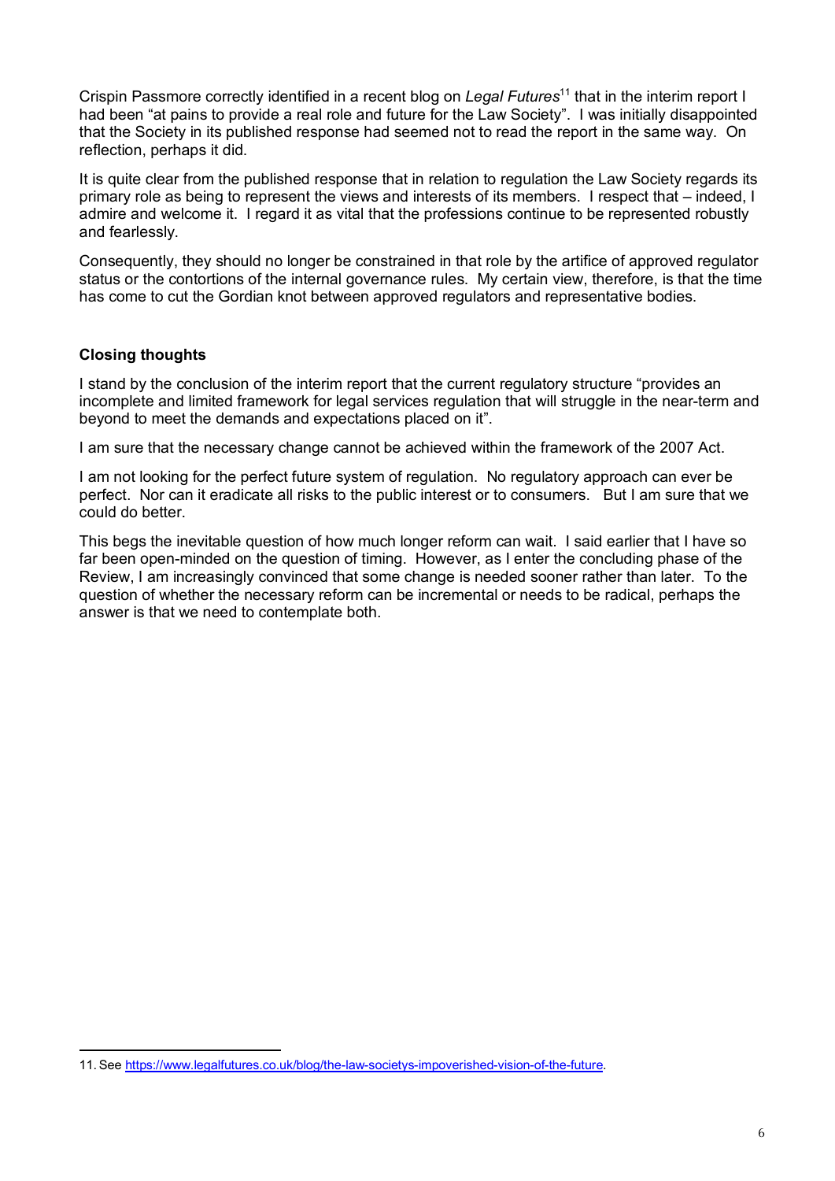Crispin Passmore correctly identified in a recent blog on *Legal Futures*[11] that in the interim report I had been "at pains to provide a real role and future for the Law Society". I was initially disappointed that the Society in its published response had seemed not to read the report in the same way. On reflection, perhaps it did.

It is quite clear from the published response that in relation to regulation the Law Society regards its primary role as being to represent the views and interests of its members. I respect that – indeed, I admire and welcome it. I regard it as vital that the professions continue to be represented robustly and fearlessly.

Consequently, they should no longer be constrained in that role by the artifice of approved regulator status or the contortions of the internal governance rules. My certain view, therefore, is that the time has come to cut the Gordian knot between approved regulators and representative bodies.

**Closing thoughts**

I stand by the conclusion of the interim report that the current regulatory structure "provides an incomplete and limited framework for legal services regulation that will struggle in the near-term and beyond to meet the demands and expectations placed on it".

I am sure that the necessary change cannot be achieved within the framework of the 2007 Act.

I am not looking for the perfect future system of regulation. No regulatory approach can ever be perfect. Nor can it eradicate all risks to the public interest or to consumers. But I am sure that we could do better.

This begs the inevitable question of how much longer reform can wait. I said earlier that I have so far been open-minded on the question of timing. However, as I enter the concluding phase of the Review, I am increasingly convinced that some change is needed sooner rather than later. To the question of whether the necessary reform can be incremental or needs to be radical, perhaps the answer is that we need to contemplate both.

---

11. See https://www.legalfutures.co.uk/blog/the-law-societys-impoverished-vision-of-the-future.